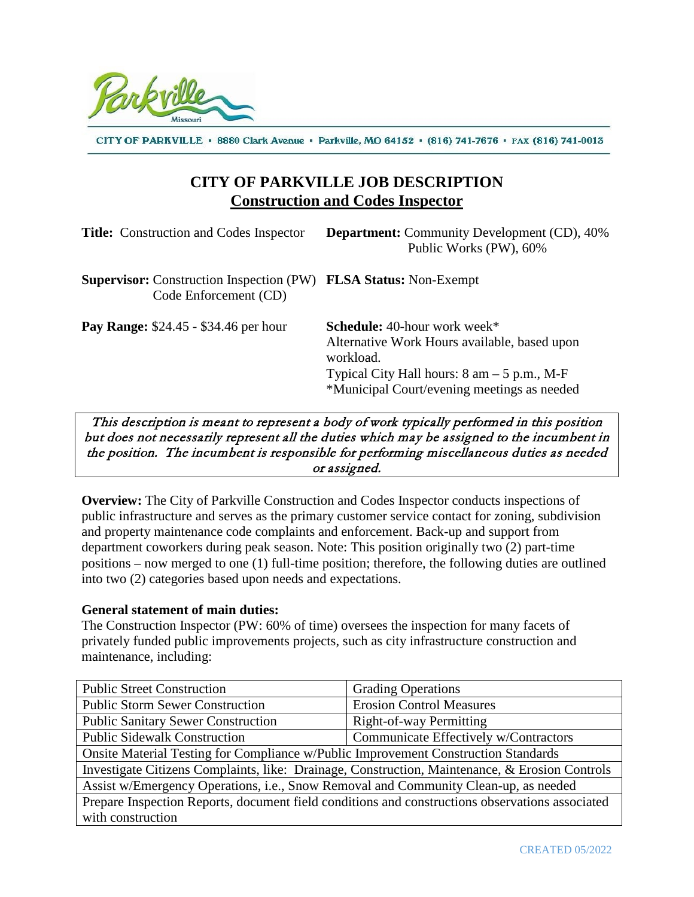CITY OF PARKVILLE • 8880 Clark Avenue • Parkville, MO 64152 • (816) 741-7676 • FAX (816) 741-0013

# CITY OF PARKVILLE JOB DESCRIPTION
## Construction and Codes Inspector

**Title:** Construction and Codes Inspector

**Department:** Community Development (CD), 40%
Public Works (PW), 60%

**Supervisor:** Construction Inspection (PW)
Code Enforcement (CD)

**FLSA Status:** Non-Exempt

**Pay Range:** $24.45 - $34.46 per hour

**Schedule:** 40-hour work week*
Alternative Work Hours available, based upon workload.
Typical City Hall hours: 8 am – 5 p.m., M-F
*Municipal Court/evening meetings as needed

*This description is meant to represent a body of work typically performed in this position but does not necessarily represent all the duties which may be assigned to the incumbent in the position. The incumbent is responsible for performing miscellaneous duties as needed or assigned.*

**Overview:** The City of Parkville Construction and Codes Inspector conducts inspections of public infrastructure and serves as the primary customer service contact for zoning, subdivision and property maintenance code complaints and enforcement. Back-up and support from department coworkers during peak season. Note: This position originally two (2) part-time positions – now merged to one (1) full-time position; therefore, the following duties are outlined into two (2) categories based upon needs and expectations.

**General statement of main duties:**
The Construction Inspector (PW: 60% of time) oversees the inspection for many facets of privately funded public improvements projects, such as city infrastructure construction and maintenance, including:

| Public Street Construction | Grading Operations |
|---|---|
| Public Storm Sewer Construction | Erosion Control Measures |
| Public Sanitary Sewer Construction | Right-of-way Permitting |
| Public Sidewalk Construction | Communicate Effectively w/Contractors |
| Onsite Material Testing for Compliance w/Public Improvement Construction Standards | |
| Investigate Citizens Complaints, like: Drainage, Construction, Maintenance, & Erosion Controls | |
| Assist w/Emergency Operations, i.e., Snow Removal and Community Clean-up, as needed | |
| Prepare Inspection Reports, document field conditions and constructions observations associated with construction | |

CREATED 05/2022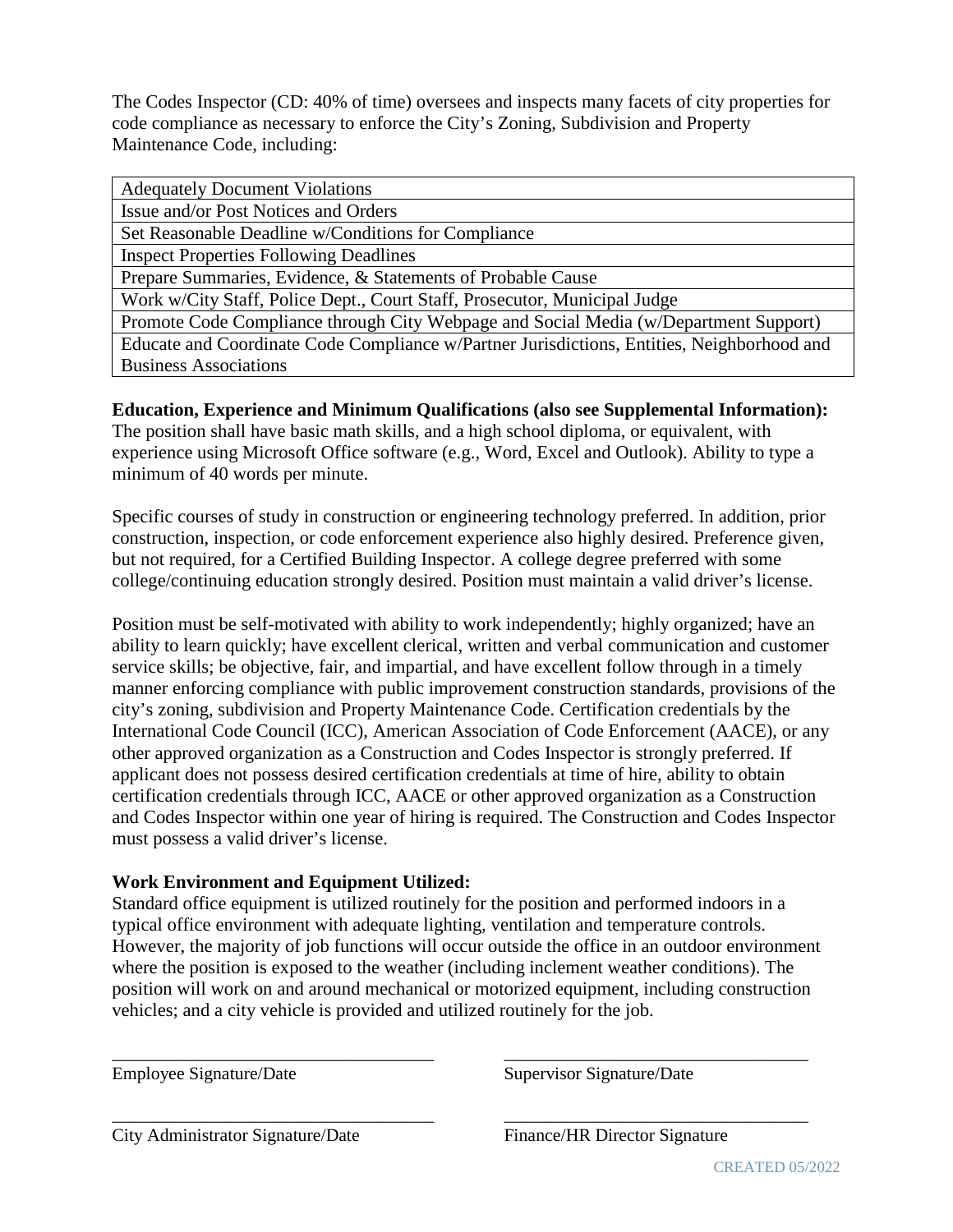The Codes Inspector (CD: 40% of time) oversees and inspects many facets of city properties for code compliance as necessary to enforce the City's Zoning, Subdivision and Property Maintenance Code, including:

| Adequately Document Violations |
|---|
| Issue and/or Post Notices and Orders |
| Set Reasonable Deadline w/Conditions for Compliance |
| Inspect Properties Following Deadlines |
| Prepare Summaries, Evidence, & Statements of Probable Cause |
| Work w/City Staff, Police Dept., Court Staff, Prosecutor, Municipal Judge |
| Promote Code Compliance through City Webpage and Social Media (w/Department Support) |
| Educate and Coordinate Code Compliance w/Partner Jurisdictions, Entities, Neighborhood and Business Associations |

**Education, Experience and Minimum Qualifications (also see Supplemental Information):**
The position shall have basic math skills, and a high school diploma, or equivalent, with experience using Microsoft Office software (e.g., Word, Excel and Outlook). Ability to type a minimum of 40 words per minute.

Specific courses of study in construction or engineering technology preferred. In addition, prior construction, inspection, or code enforcement experience also highly desired. Preference given, but not required, for a Certified Building Inspector. A college degree preferred with some college/continuing education strongly desired. Position must maintain a valid driver's license.

Position must be self-motivated with ability to work independently; highly organized; have an ability to learn quickly; have excellent clerical, written and verbal communication and customer service skills; be objective, fair, and impartial, and have excellent follow through in a timely manner enforcing compliance with public improvement construction standards, provisions of the city's zoning, subdivision and Property Maintenance Code. Certification credentials by the International Code Council (ICC), American Association of Code Enforcement (AACE), or any other approved organization as a Construction and Codes Inspector is strongly preferred. If applicant does not possess desired certification credentials at time of hire, ability to obtain certification credentials through ICC, AACE or other approved organization as a Construction and Codes Inspector within one year of hiring is required. The Construction and Codes Inspector must possess a valid driver's license.

**Work Environment and Equipment Utilized:**
Standard office equipment is utilized routinely for the position and performed indoors in a typical office environment with adequate lighting, ventilation and temperature controls. However, the majority of job functions will occur outside the office in an outdoor environment where the position is exposed to the weather (including inclement weather conditions). The position will work on and around mechanical or motorized equipment, including construction vehicles; and a city vehicle is provided and utilized routinely for the job.

\_\_\_\_\_\_\_\_\_\_\_\_\_\_\_\_\_\_\_\_\_\_\_\_\_\_\_\_\_\_\_\_\_\_\_\_ \_\_\_\_\_\_\_\_\_\_\_\_\_\_\_\_\_\_\_\_\_\_\_\_\_\_\_\_\_\_\_\_\_\_\_\_
Employee Signature/Date Supervisor Signature/Date

\_\_\_\_\_\_\_\_\_\_\_\_\_\_\_\_\_\_\_\_\_\_\_\_\_\_\_\_\_\_\_\_\_\_\_\_ \_\_\_\_\_\_\_\_\_\_\_\_\_\_\_\_\_\_\_\_\_\_\_\_\_\_\_\_\_\_\_\_\_\_\_\_
City Administrator Signature/Date Finance/HR Director Signature

CREATED 05/2022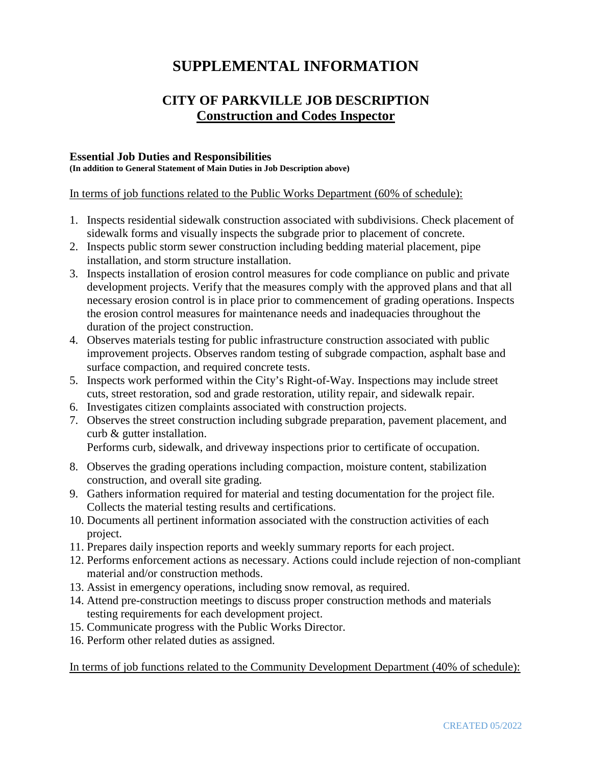# SUPPLEMENTAL INFORMATION

## CITY OF PARKVILLE JOB DESCRIPTION
## Construction and Codes Inspector

**Essential Job Duties and Responsibilities**
**(In addition to General Statement of Main Duties in Job Description above)**

In terms of job functions related to the Public Works Department (60% of schedule):

1. Inspects residential sidewalk construction associated with subdivisions. Check placement of sidewalk forms and visually inspects the subgrade prior to placement of concrete.
2. Inspects public storm sewer construction including bedding material placement, pipe installation, and storm structure installation.
3. Inspects installation of erosion control measures for code compliance on public and private development projects. Verify that the measures comply with the approved plans and that all necessary erosion control is in place prior to commencement of grading operations. Inspects the erosion control measures for maintenance needs and inadequacies throughout the duration of the project construction.
4. Observes materials testing for public infrastructure construction associated with public improvement projects. Observes random testing of subgrade compaction, asphalt base and surface compaction, and required concrete tests.
5. Inspects work performed within the City's Right-of-Way. Inspections may include street cuts, street restoration, sod and grade restoration, utility repair, and sidewalk repair.
6. Investigates citizen complaints associated with construction projects.
7. Observes the street construction including subgrade preparation, pavement placement, and curb & gutter installation.
   Performs curb, sidewalk, and driveway inspections prior to certificate of occupation.
8. Observes the grading operations including compaction, moisture content, stabilization construction, and overall site grading.
9. Gathers information required for material and testing documentation for the project file. Collects the material testing results and certifications.
10. Documents all pertinent information associated with the construction activities of each project.
11. Prepares daily inspection reports and weekly summary reports for each project.
12. Performs enforcement actions as necessary. Actions could include rejection of non-compliant material and/or construction methods.
13. Assist in emergency operations, including snow removal, as required.
14. Attend pre-construction meetings to discuss proper construction methods and materials testing requirements for each development project.
15. Communicate progress with the Public Works Director.
16. Perform other related duties as assigned.

In terms of job functions related to the Community Development Department (40% of schedule):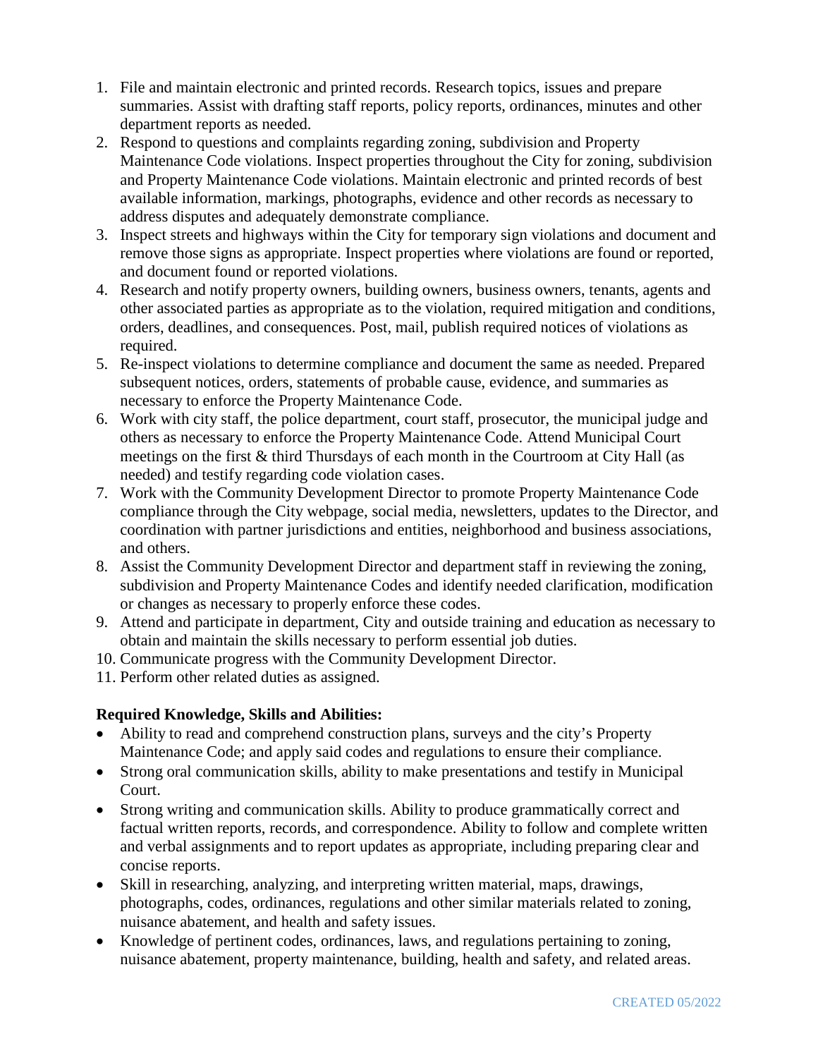1. File and maintain electronic and printed records. Research topics, issues and prepare summaries. Assist with drafting staff reports, policy reports, ordinances, minutes and other department reports as needed.
2. Respond to questions and complaints regarding zoning, subdivision and Property Maintenance Code violations. Inspect properties throughout the City for zoning, subdivision and Property Maintenance Code violations. Maintain electronic and printed records of best available information, markings, photographs, evidence and other records as necessary to address disputes and adequately demonstrate compliance.
3. Inspect streets and highways within the City for temporary sign violations and document and remove those signs as appropriate. Inspect properties where violations are found or reported, and document found or reported violations.
4. Research and notify property owners, building owners, business owners, tenants, agents and other associated parties as appropriate as to the violation, required mitigation and conditions, orders, deadlines, and consequences. Post, mail, publish required notices of violations as required.
5. Re-inspect violations to determine compliance and document the same as needed. Prepared subsequent notices, orders, statements of probable cause, evidence, and summaries as necessary to enforce the Property Maintenance Code.
6. Work with city staff, the police department, court staff, prosecutor, the municipal judge and others as necessary to enforce the Property Maintenance Code. Attend Municipal Court meetings on the first & third Thursdays of each month in the Courtroom at City Hall (as needed) and testify regarding code violation cases.
7. Work with the Community Development Director to promote Property Maintenance Code compliance through the City webpage, social media, newsletters, updates to the Director, and coordination with partner jurisdictions and entities, neighborhood and business associations, and others.
8. Assist the Community Development Director and department staff in reviewing the zoning, subdivision and Property Maintenance Codes and identify needed clarification, modification or changes as necessary to properly enforce these codes.
9. Attend and participate in department, City and outside training and education as necessary to obtain and maintain the skills necessary to perform essential job duties.
10. Communicate progress with the Community Development Director.
11. Perform other related duties as assigned.

**Required Knowledge, Skills and Abilities:**

- Ability to read and comprehend construction plans, surveys and the city's Property Maintenance Code; and apply said codes and regulations to ensure their compliance.
- Strong oral communication skills, ability to make presentations and testify in Municipal Court.
- Strong writing and communication skills. Ability to produce grammatically correct and factual written reports, records, and correspondence. Ability to follow and complete written and verbal assignments and to report updates as appropriate, including preparing clear and concise reports.
- Skill in researching, analyzing, and interpreting written material, maps, drawings, photographs, codes, ordinances, regulations and other similar materials related to zoning, nuisance abatement, and health and safety issues.
- Knowledge of pertinent codes, ordinances, laws, and regulations pertaining to zoning, nuisance abatement, property maintenance, building, health and safety, and related areas.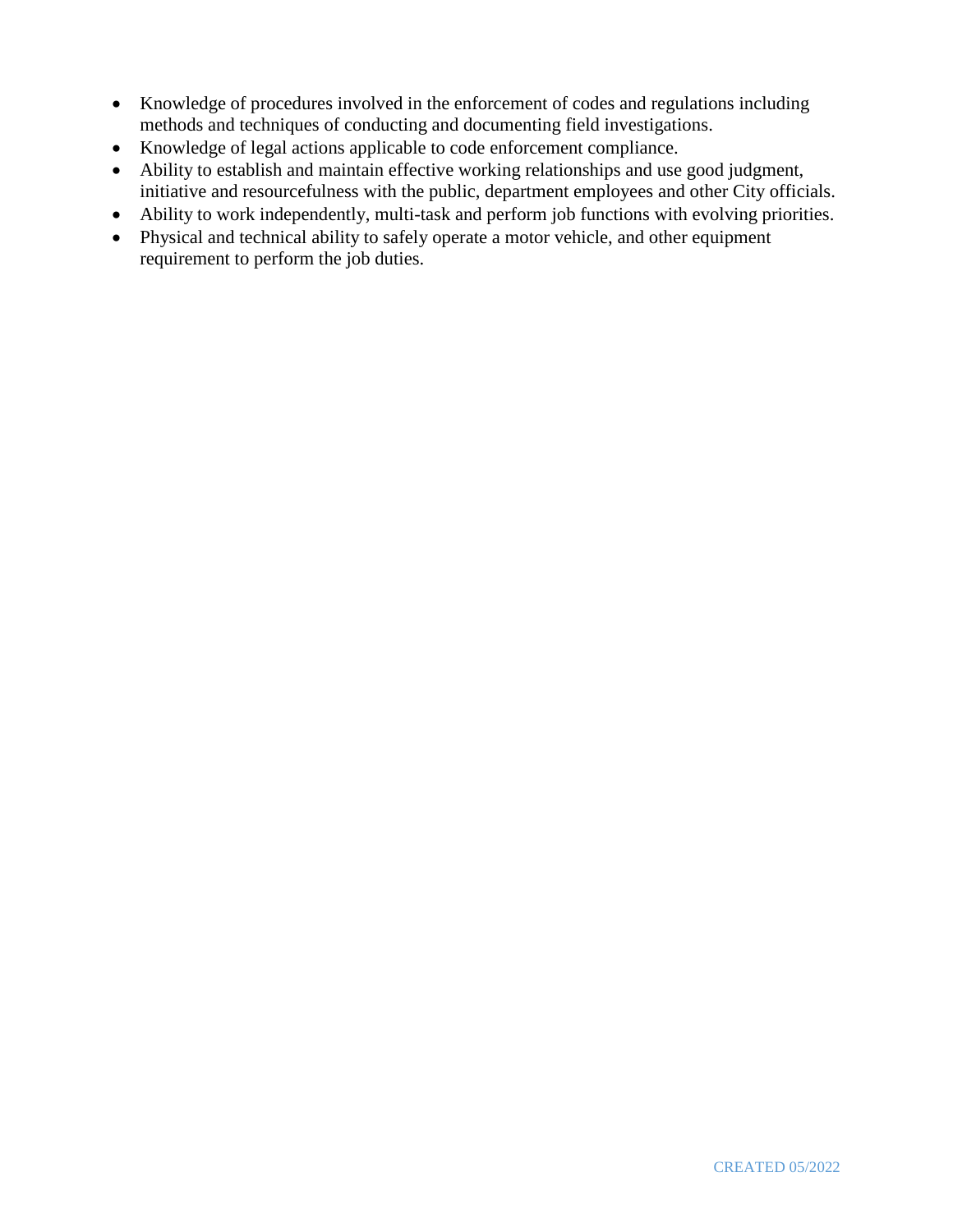- Knowledge of procedures involved in the enforcement of codes and regulations including methods and techniques of conducting and documenting field investigations.
- Knowledge of legal actions applicable to code enforcement compliance.
- Ability to establish and maintain effective working relationships and use good judgment, initiative and resourcefulness with the public, department employees and other City officials.
- Ability to work independently, multi-task and perform job functions with evolving priorities.
- Physical and technical ability to safely operate a motor vehicle, and other equipment requirement to perform the job duties.

CREATED 05/2022